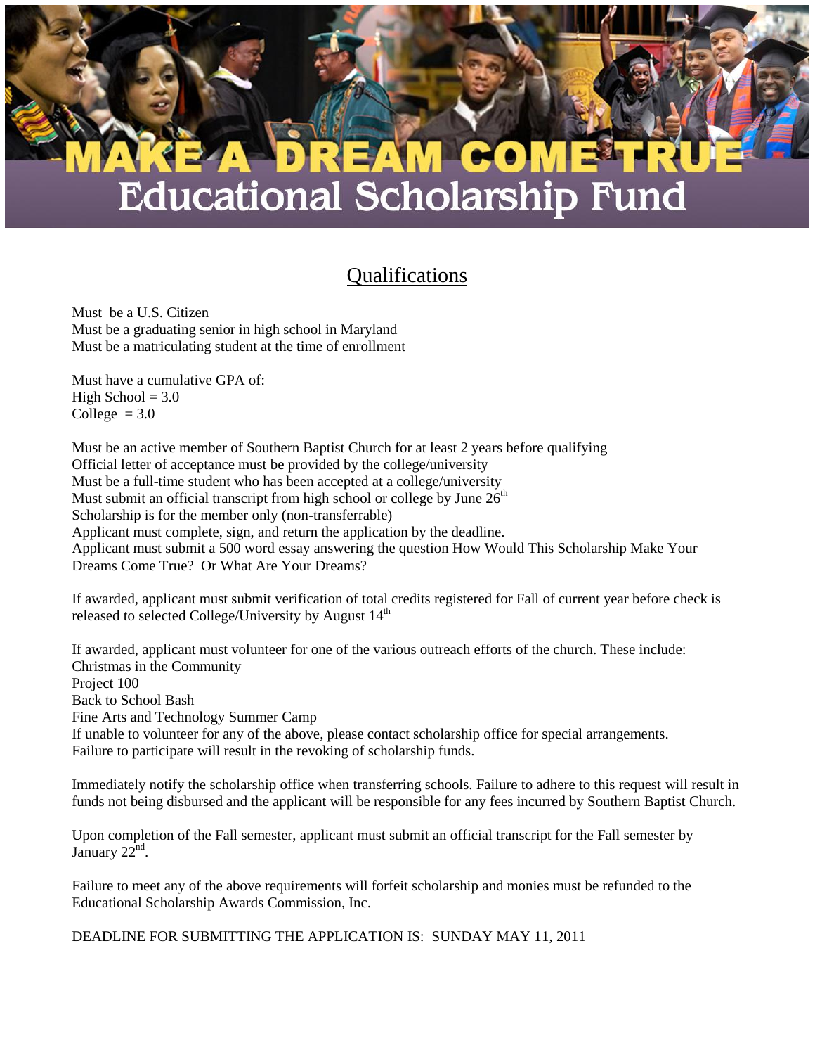# MAKE A DREAM COME TRUE
# Educational Scholarship Fund

## Qualifications

Must be a U.S. Citizen
Must be a graduating senior in high school in Maryland
Must be a matriculating student at the time of enrollment

Must have a cumulative GPA of:
High School = 3.0
College = 3.0

Must be an active member of Southern Baptist Church for at least 2 years before qualifying
Official letter of acceptance must be provided by the college/university
Must be a full-time student who has been accepted at a college/university
Must submit an official transcript from high school or college by June 26th
Scholarship is for the member only (non-transferrable)
Applicant must complete, sign, and return the application by the deadline.
Applicant must submit a 500 word essay answering the question How Would This Scholarship Make Your Dreams Come True? Or What Are Your Dreams?

If awarded, applicant must submit verification of total credits registered for Fall of current year before check is released to selected College/University by August 14th

If awarded, applicant must volunteer for one of the various outreach efforts of the church. These include:
Christmas in the Community
Project 100
Back to School Bash
Fine Arts and Technology Summer Camp
If unable to volunteer for any of the above, please contact scholarship office for special arrangements.
Failure to participate will result in the revoking of scholarship funds.

Immediately notify the scholarship office when transferring schools. Failure to adhere to this request will result in funds not being disbursed and the applicant will be responsible for any fees incurred by Southern Baptist Church.

Upon completion of the Fall semester, applicant must submit an official transcript for the Fall semester by January 22nd.

Failure to meet any of the above requirements will forfeit scholarship and monies must be refunded to the Educational Scholarship Awards Commission, Inc.

DEADLINE FOR SUBMITTING THE APPLICATION IS: SUNDAY MAY 11, 2011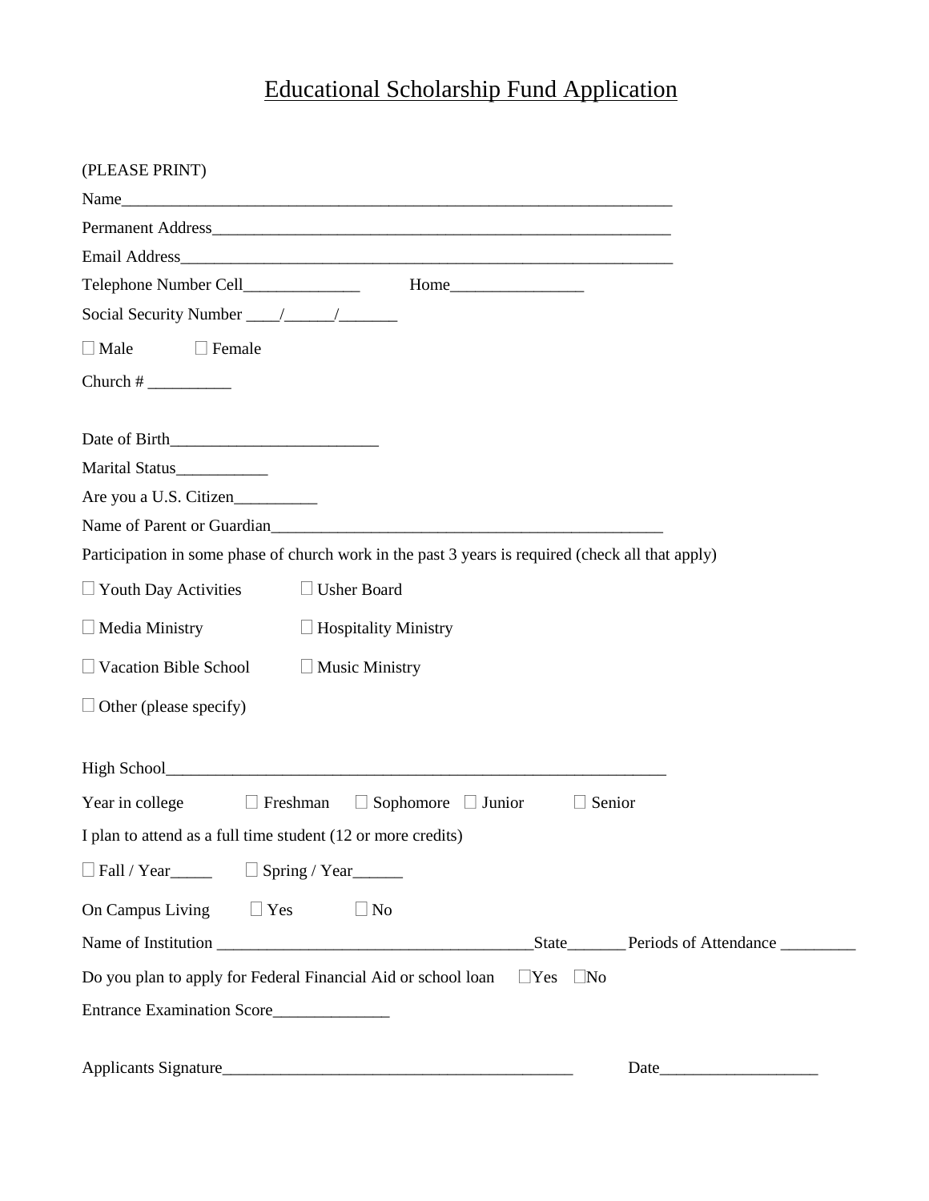# Educational Scholarship Fund Application

(PLEASE PRINT)

Name___________________________________________________________________

Permanent Address_______________________________________________________

Email Address___________________________________________________________

Telephone Number Cell______________ Home________________

Social Security Number ____/______/_______

☐ Male ☐ Female

Church # __________

Date of Birth_________________________

Marital Status___________

Are you a U.S. Citizen__________

Name of Parent or Guardian_______________________________________________

Participation in some phase of church work in the past 3 years is required (check all that apply)

☐ Youth Day Activities ☐ Usher Board

☐ Media Ministry ☐ Hospitality Ministry

☐ Vacation Bible School ☐ Music Ministry

☐ Other (please specify)

High School______________________________________________________________

Year in college ☐ Freshman ☐ Sophomore ☐ Junior ☐ Senior

I plan to attend as a full time student (12 or more credits)

☐ Fall / Year_____ ☐ Spring / Year______

On Campus Living ☐ Yes ☐ No

Name of Institution ______________________________________State_______ Periods of Attendance _________

Do you plan to apply for Federal Financial Aid or school loan ☐Yes ☐No

Entrance Examination Score______________

Applicants Signature___________________________________________ Date___________________